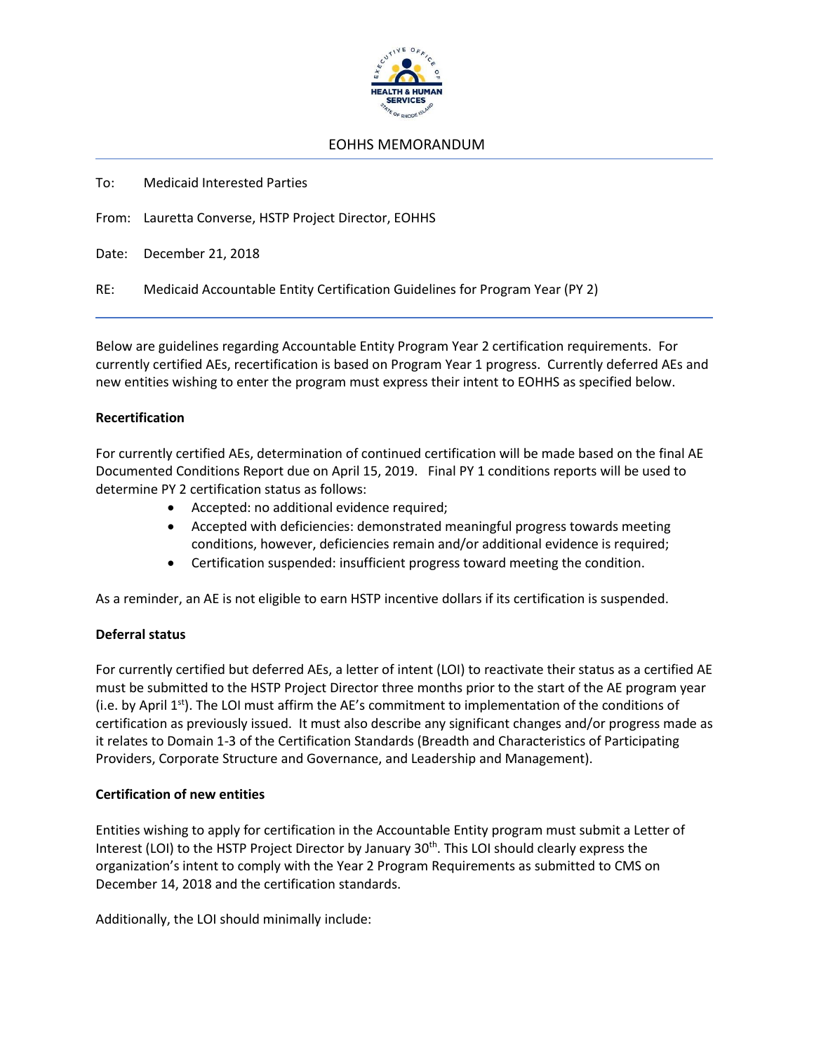# EOHHS MEMORANDUM

To: Medicaid Interested Parties

From: Lauretta Converse, HSTP Project Director, EOHHS

Date: December 21, 2018

RE: Medicaid Accountable Entity Certification Guidelines for Program Year (PY 2)

---

Below are guidelines regarding Accountable Entity Program Year 2 certification requirements. For currently certified AEs, recertification is based on Program Year 1 progress. Currently deferred AEs and new entities wishing to enter the program must express their intent to EOHHS as specified below.

**Recertification**

For currently certified AEs, determination of continued certification will be made based on the final AE Documented Conditions Report due on April 15, 2019. Final PY 1 conditions reports will be used to determine PY 2 certification status as follows:

- Accepted: no additional evidence required;
- Accepted with deficiencies: demonstrated meaningful progress towards meeting conditions, however, deficiencies remain and/or additional evidence is required;
- Certification suspended: insufficient progress toward meeting the condition.

As a reminder, an AE is not eligible to earn HSTP incentive dollars if its certification is suspended.

**Deferral status**

For currently certified but deferred AEs, a letter of intent (LOI) to reactivate their status as a certified AE must be submitted to the HSTP Project Director three months prior to the start of the AE program year (i.e. by April 1st). The LOI must affirm the AE's commitment to implementation of the conditions of certification as previously issued. It must also describe any significant changes and/or progress made as it relates to Domain 1-3 of the Certification Standards (Breadth and Characteristics of Participating Providers, Corporate Structure and Governance, and Leadership and Management).

**Certification of new entities**

Entities wishing to apply for certification in the Accountable Entity program must submit a Letter of Interest (LOI) to the HSTP Project Director by January 30th. This LOI should clearly express the organization's intent to comply with the Year 2 Program Requirements as submitted to CMS on December 14, 2018 and the certification standards.

Additionally, the LOI should minimally include: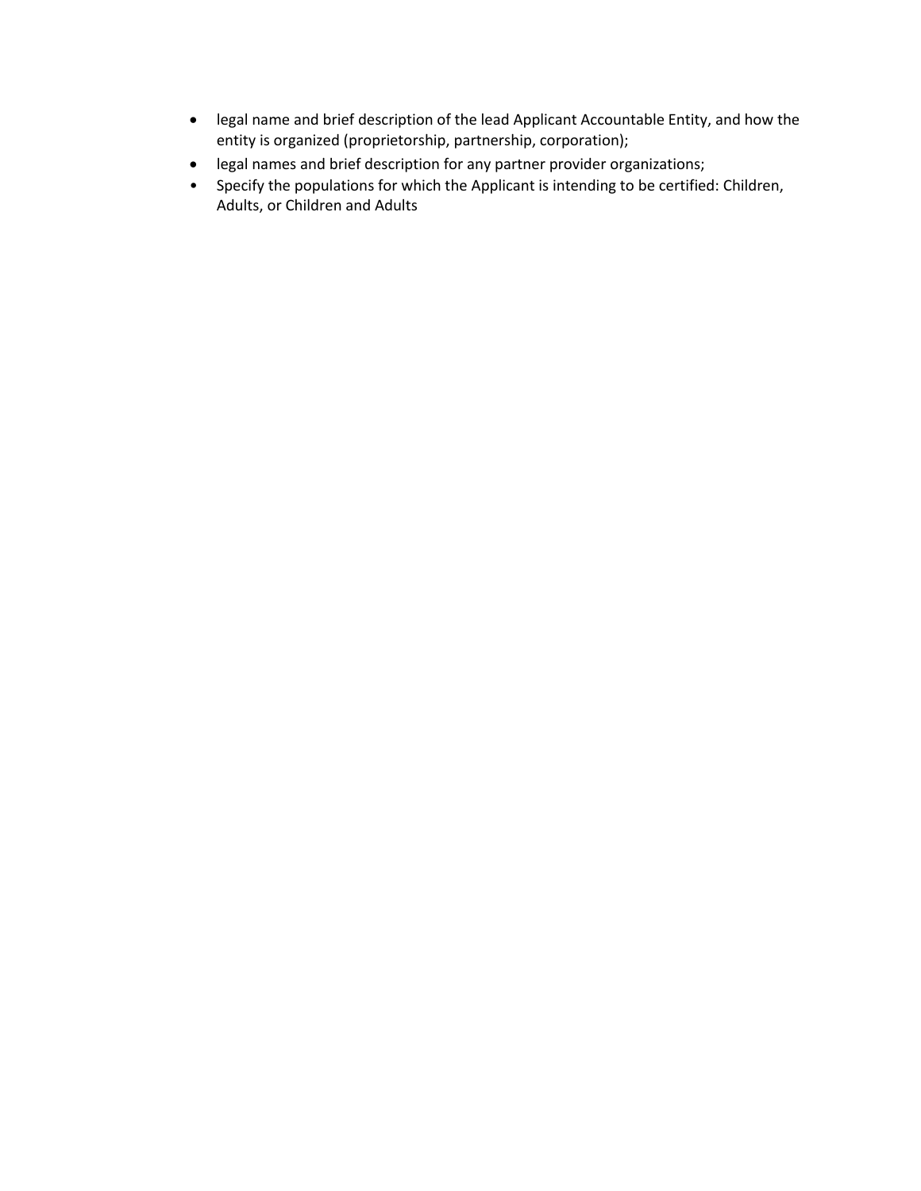- legal name and brief description of the lead Applicant Accountable Entity, and how the entity is organized (proprietorship, partnership, corporation);
- legal names and brief description for any partner provider organizations;
- Specify the populations for which the Applicant is intending to be certified: Children, Adults, or Children and Adults